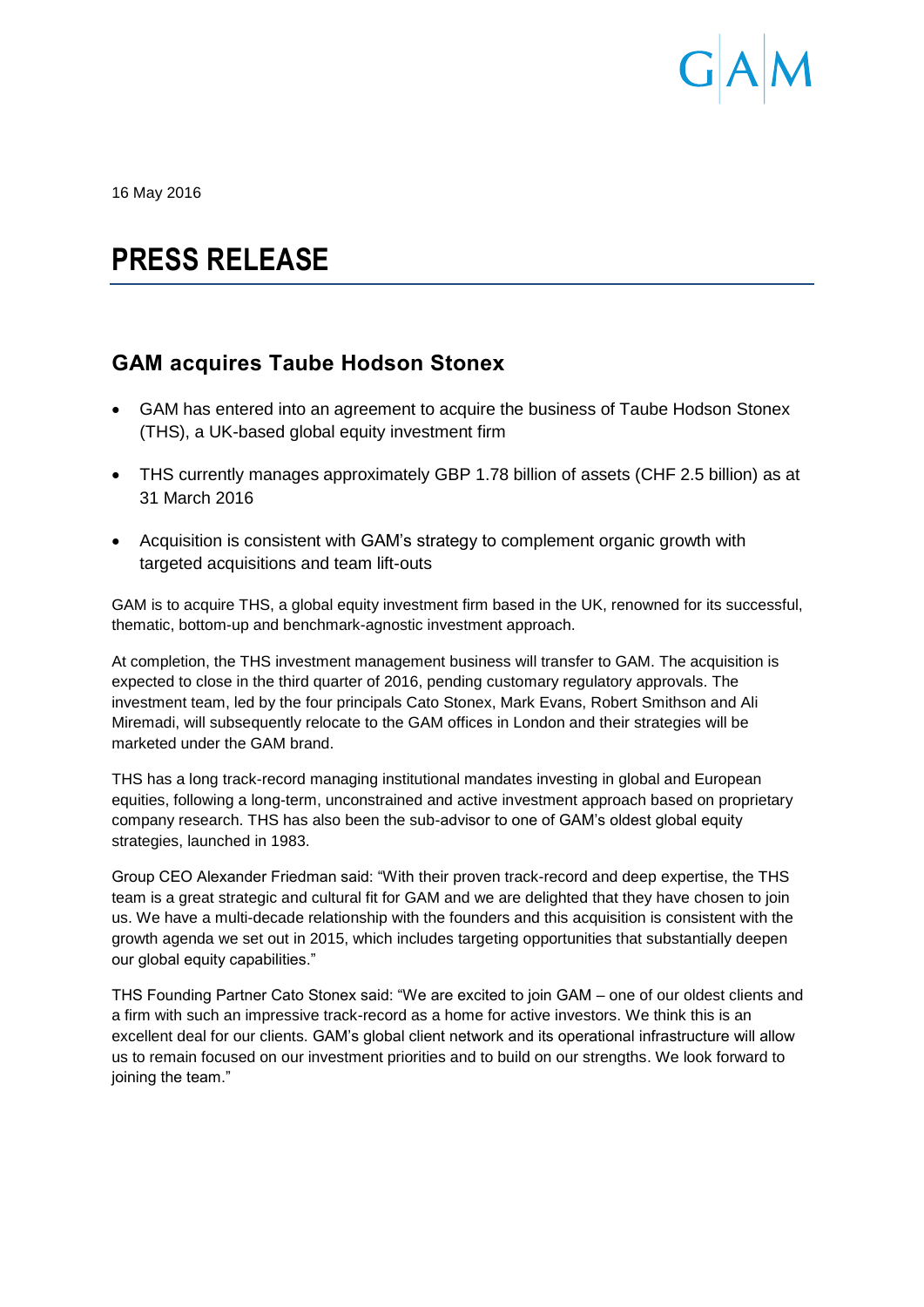16 May 2016

# PRESS RELEASE

## GAM acquires Taube Hodson Stonex

- GAM has entered into an agreement to acquire the business of Taube Hodson Stonex (THS), a UK-based global equity investment firm
- THS currently manages approximately GBP 1.78 billion of assets (CHF 2.5 billion) as at 31 March 2016
- Acquisition is consistent with GAM's strategy to complement organic growth with targeted acquisitions and team lift-outs

GAM is to acquire THS, a global equity investment firm based in the UK, renowned for its successful, thematic, bottom-up and benchmark-agnostic investment approach.

At completion, the THS investment management business will transfer to GAM. The acquisition is expected to close in the third quarter of 2016, pending customary regulatory approvals. The investment team, led by the four principals Cato Stonex, Mark Evans, Robert Smithson and Ali Miremadi, will subsequently relocate to the GAM offices in London and their strategies will be marketed under the GAM brand.

THS has a long track-record managing institutional mandates investing in global and European equities, following a long-term, unconstrained and active investment approach based on proprietary company research. THS has also been the sub-advisor to one of GAM's oldest global equity strategies, launched in 1983.

Group CEO Alexander Friedman said: "With their proven track-record and deep expertise, the THS team is a great strategic and cultural fit for GAM and we are delighted that they have chosen to join us. We have a multi-decade relationship with the founders and this acquisition is consistent with the growth agenda we set out in 2015, which includes targeting opportunities that substantially deepen our global equity capabilities."

THS Founding Partner Cato Stonex said: "We are excited to join GAM – one of our oldest clients and a firm with such an impressive track-record as a home for active investors. We think this is an excellent deal for our clients. GAM's global client network and its operational infrastructure will allow us to remain focused on our investment priorities and to build on our strengths. We look forward to joining the team."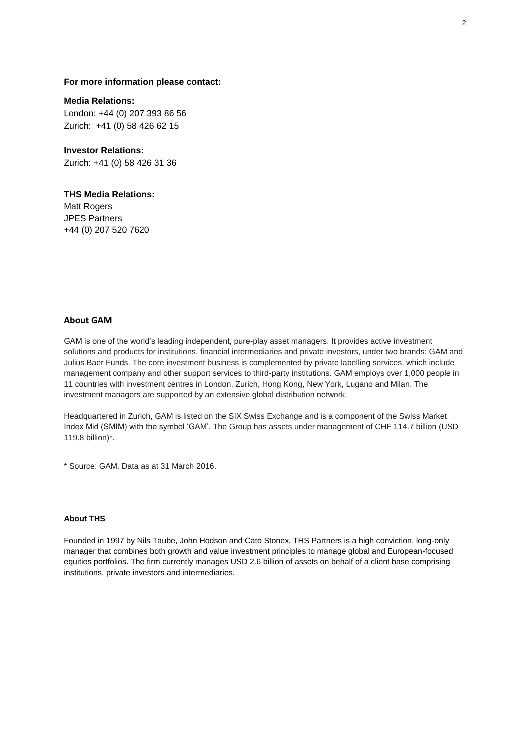**For more information please contact:**

**Media Relations:**
London: +44 (0) 207 393 86 56
Zurich: +41 (0) 58 426 62 15

**Investor Relations:**
Zurich: +41 (0) 58 426 31 36

**THS Media Relations:**
Matt Rogers
JPES Partners
+44 (0) 207 520 7620

## About GAM

GAM is one of the world's leading independent, pure-play asset managers. It provides active investment solutions and products for institutions, financial intermediaries and private investors, under two brands: GAM and Julius Baer Funds. The core investment business is complemented by private labelling services, which include management company and other support services to third-party institutions. GAM employs over 1,000 people in 11 countries with investment centres in London, Zurich, Hong Kong, New York, Lugano and Milan. The investment managers are supported by an extensive global distribution network.

Headquartered in Zurich, GAM is listed on the SIX Swiss Exchange and is a component of the Swiss Market Index Mid (SMIM) with the symbol 'GAM'. The Group has assets under management of CHF 114.7 billion (USD 119.8 billion)*.

* Source: GAM. Data as at 31 March 2016.

## About THS

Founded in 1997 by Nils Taube, John Hodson and Cato Stonex, THS Partners is a high conviction, long-only manager that combines both growth and value investment principles to manage global and European-focused equities portfolios. The firm currently manages USD 2.6 billion of assets on behalf of a client base comprising institutions, private investors and intermediaries.